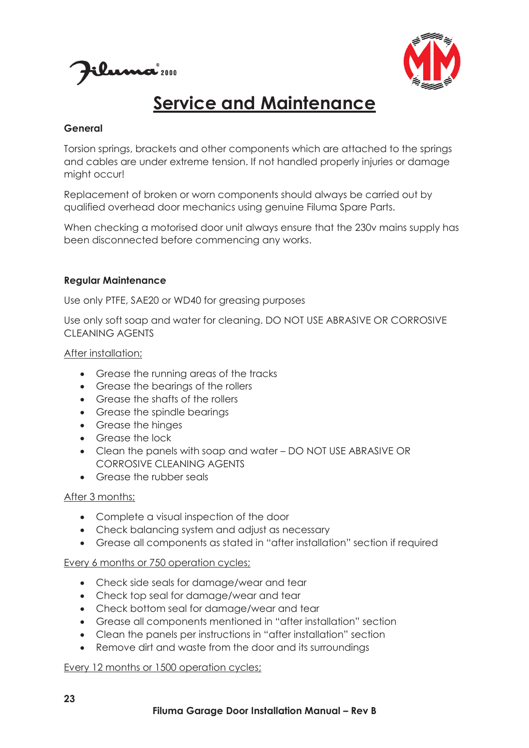# Service and Maintenance

**General**

Torsion springs, brackets and other components which are attached to the springs and cables are under extreme tension. If not handled properly injuries or damage might occur!

Replacement of broken or worn components should always be carried out by qualified overhead door mechanics using genuine Filuma Spare Parts.

When checking a motorised door unit always ensure that the 230v mains supply has been disconnected before commencing any works.

**Regular Maintenance**

Use only PTFE, SAE20 or WD40 for greasing purposes

Use only soft soap and water for cleaning. DO NOT USE ABRASIVE OR CORROSIVE CLEANING AGENTS

After installation;

- Grease the running areas of the tracks
- Grease the bearings of the rollers
- Grease the shafts of the rollers
- Grease the spindle bearings
- Grease the hinges
- Grease the lock
- Clean the panels with soap and water – DO NOT USE ABRASIVE OR CORROSIVE CLEANING AGENTS
- Grease the rubber seals

After 3 months;

- Complete a visual inspection of the door
- Check balancing system and adjust as necessary
- Grease all components as stated in "after installation" section if required

Every 6 months or 750 operation cycles;

- Check side seals for damage/wear and tear
- Check top seal for damage/wear and tear
- Check bottom seal for damage/wear and tear
- Grease all components mentioned in "after installation" section
- Clean the panels per instructions in "after installation" section
- Remove dirt and waste from the door and its surroundings

Every 12 months or 1500 operation cycles;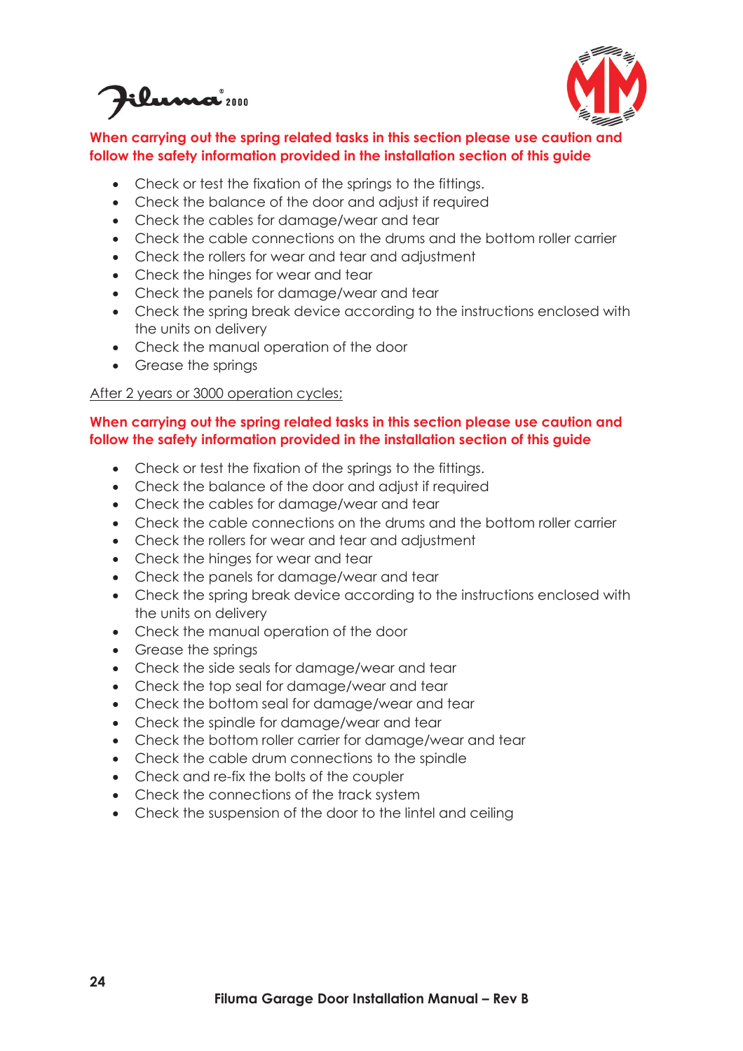**When carrying out the spring related tasks in this section please use caution and follow the safety information provided in the installation section of this guide**

- Check or test the fixation of the springs to the fittings.
- Check the balance of the door and adjust if required
- Check the cables for damage/wear and tear
- Check the cable connections on the drums and the bottom roller carrier
- Check the rollers for wear and tear and adjustment
- Check the hinges for wear and tear
- Check the panels for damage/wear and tear
- Check the spring break device according to the instructions enclosed with the units on delivery
- Check the manual operation of the door
- Grease the springs

<u>After 2 years or 3000 operation cycles;</u>

**When carrying out the spring related tasks in this section please use caution and follow the safety information provided in the installation section of this guide**

- Check or test the fixation of the springs to the fittings.
- Check the balance of the door and adjust if required
- Check the cables for damage/wear and tear
- Check the cable connections on the drums and the bottom roller carrier
- Check the rollers for wear and tear and adjustment
- Check the hinges for wear and tear
- Check the panels for damage/wear and tear
- Check the spring break device according to the instructions enclosed with the units on delivery
- Check the manual operation of the door
- Grease the springs
- Check the side seals for damage/wear and tear
- Check the top seal for damage/wear and tear
- Check the bottom seal for damage/wear and tear
- Check the spindle for damage/wear and tear
- Check the bottom roller carrier for damage/wear and tear
- Check the cable drum connections to the spindle
- Check and re-fix the bolts of the coupler
- Check the connections of the track system
- Check the suspension of the door to the lintel and ceiling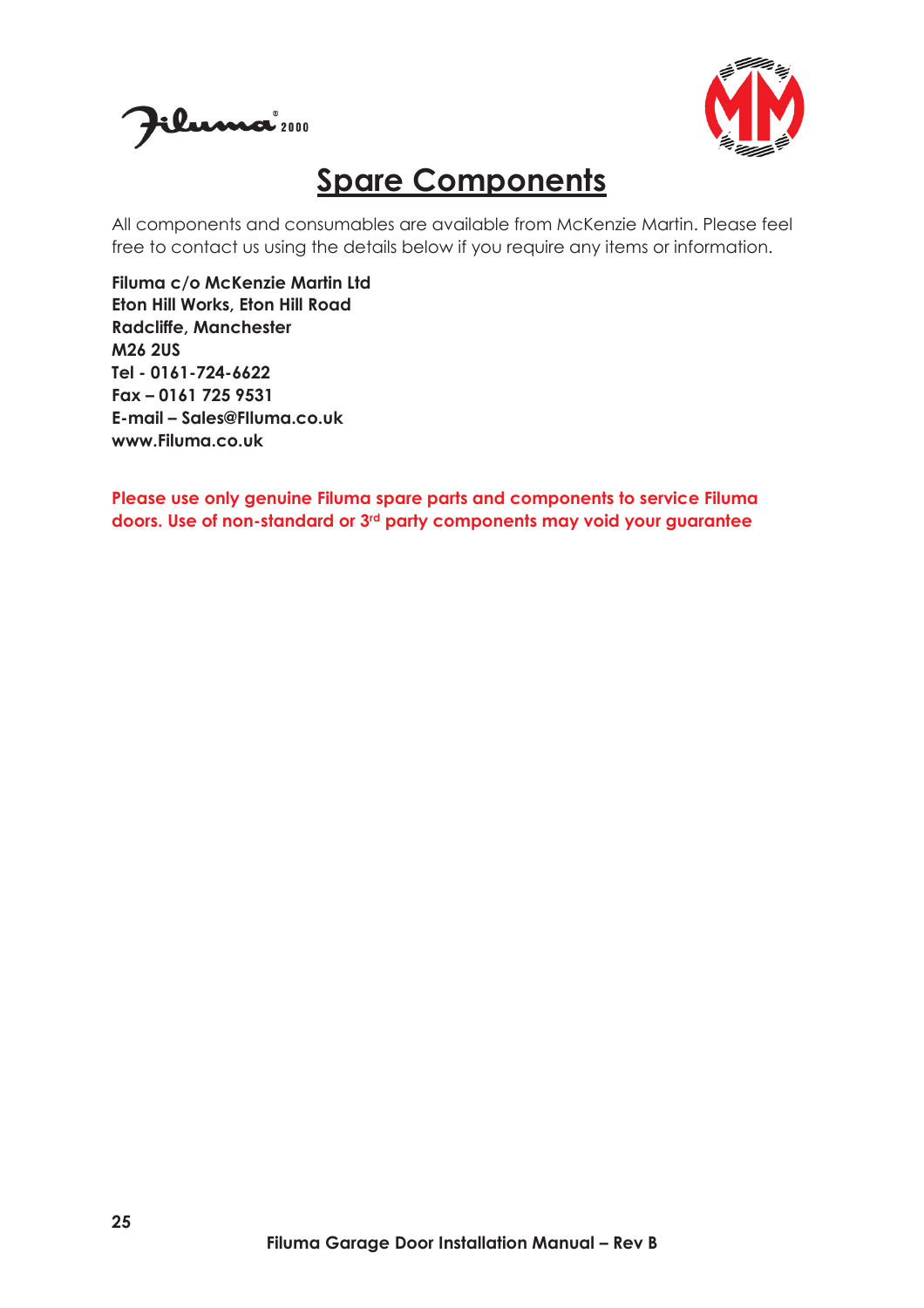# Spare Components

All components and consumables are available from McKenzie Martin. Please feel free to contact us using the details below if you require any items or information.

**Filuma c/o McKenzie Martin Ltd**
**Eton Hill Works, Eton Hill Road**
**Radcliffe, Manchester**
**M26 2US**
**Tel - 0161-724-6622**
**Fax – 0161 725 9531**
**E-mail – Sales@FIluma.co.uk**
**www.Filuma.co.uk**

**Please use only genuine Filuma spare parts and components to service Filuma doors. Use of non-standard or 3rd party components may void your guarantee**